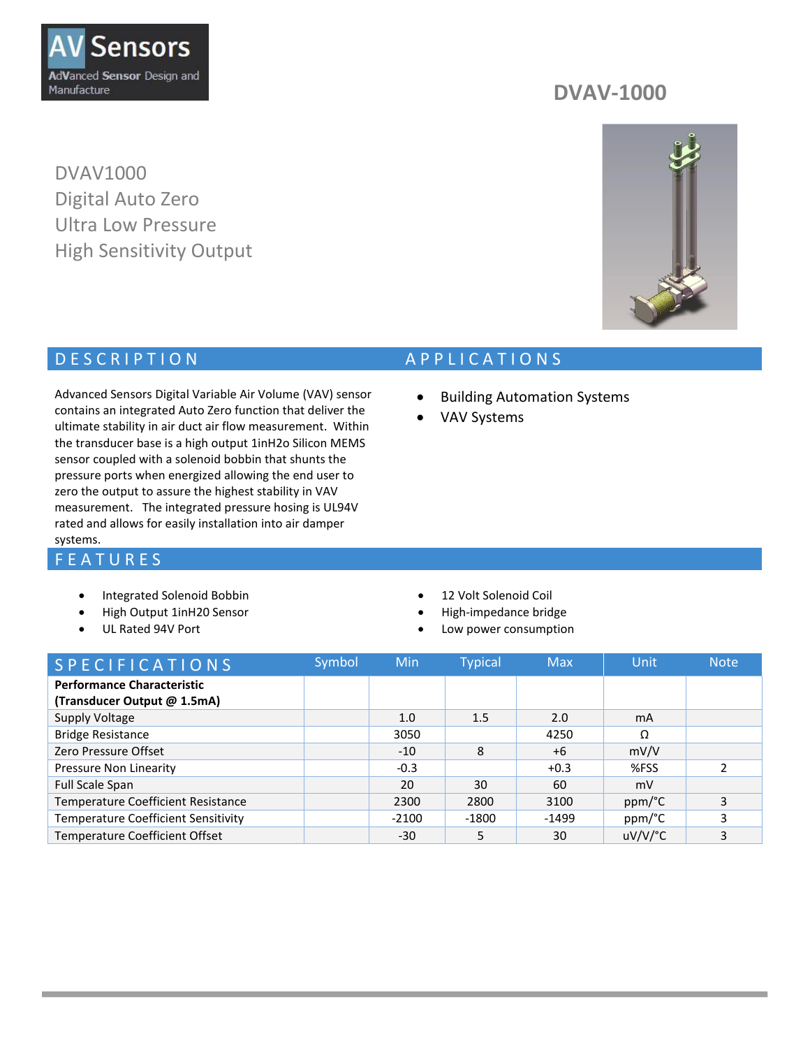AV Sensors

AdVanced Sensor Design and Manufacture

# DVAV-1000

DVAV1000
Digital Auto Zero
Ultra Low Pressure
High Sensitivity Output

## DESCRIPTION

Advanced Sensors Digital Variable Air Volume (VAV) sensor contains an integrated Auto Zero function that deliver the ultimate stability in air duct air flow measurement. Within the transducer base is a high output 1inH2o Silicon MEMS sensor coupled with a solenoid bobbin that shunts the pressure ports when energized allowing the end user to zero the output to assure the highest stability in VAV measurement. The integrated pressure hosing is UL94V rated and allows for easily installation into air damper systems.

## APPLICATIONS

- Building Automation Systems
- VAV Systems

## FEATURES

- Integrated Solenoid Bobbin
- High Output 1inH20 Sensor
- UL Rated 94V Port
- 12 Volt Solenoid Coil
- High-impedance bridge
- Low power consumption

## SPECIFICATIONS

| SPECIFICATIONS | Symbol | Min | Typical | Max | Unit | Note |
|---|---|---|---|---|---|---|
| **Performance Characteristic (Transducer Output @ 1.5mA)** | | | | | | |
| Supply Voltage | | 1.0 | 1.5 | 2.0 | mA | |
| Bridge Resistance | | 3050 | | 4250 | Ω | |
| Zero Pressure Offset | | -10 | 8 | +6 | mV/V | |
| Pressure Non Linearity | | -0.3 | | +0.3 | %FSS | 2 |
| Full Scale Span | | 20 | 30 | 60 | mV | |
| Temperature Coefficient Resistance | | 2300 | 2800 | 3100 | ppm/°C | 3 |
| Temperature Coefficient Sensitivity | | -2100 | -1800 | -1499 | ppm/°C | 3 |
| Temperature Coefficient Offset | | -30 | 5 | 30 | uV/V/°C | 3 |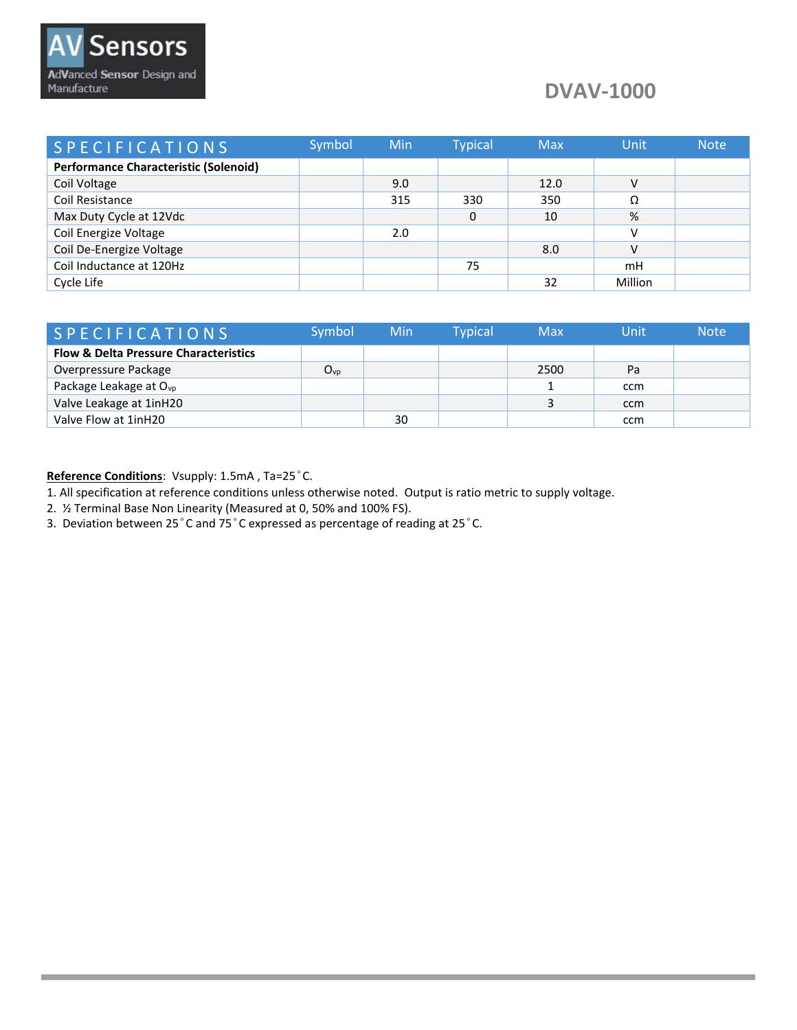# DVAV-1000

| SPECIFICATIONS | Symbol | Min | Typical | Max | Unit | Note |
|---|---|---|---|---|---|---|
| **Performance Characteristic (Solenoid)** | | | | | | |
| Coil Voltage | | 9.0 | | 12.0 | V | |
| Coil Resistance | | 315 | 330 | 350 | Ω | |
| Max Duty Cycle at 12Vdc | | | 0 | 10 | % | |
| Coil Energize Voltage | | 2.0 | | | V | |
| Coil De-Energize Voltage | | | | 8.0 | V | |
| Coil Inductance at 120Hz | | | 75 | | mH | |
| Cycle Life | | | | 32 | Million | |

| SPECIFICATIONS | Symbol | Min | Typical | Max | Unit | Note |
|---|---|---|---|---|---|---|
| **Flow & Delta Pressure Characteristics** | | | | | | |
| Overpressure Package | $O_{vp}$ | | | 2500 | Pa | |
| Package Leakage at $O_{vp}$ | | | | 1 | ccm | |
| Valve Leakage at 1inH20 | | | | 3 | ccm | |
| Valve Flow at 1inH20 | | 30 | | | ccm | |

**Reference Conditions**: Vsupply: 1.5mA , Ta=25˚C.

1. All specification at reference conditions unless otherwise noted. Output is ratio metric to supply voltage.
2. ½ Terminal Base Non Linearity (Measured at 0, 50% and 100% FS).
3. Deviation between 25˚C and 75˚C expressed as percentage of reading at 25˚C.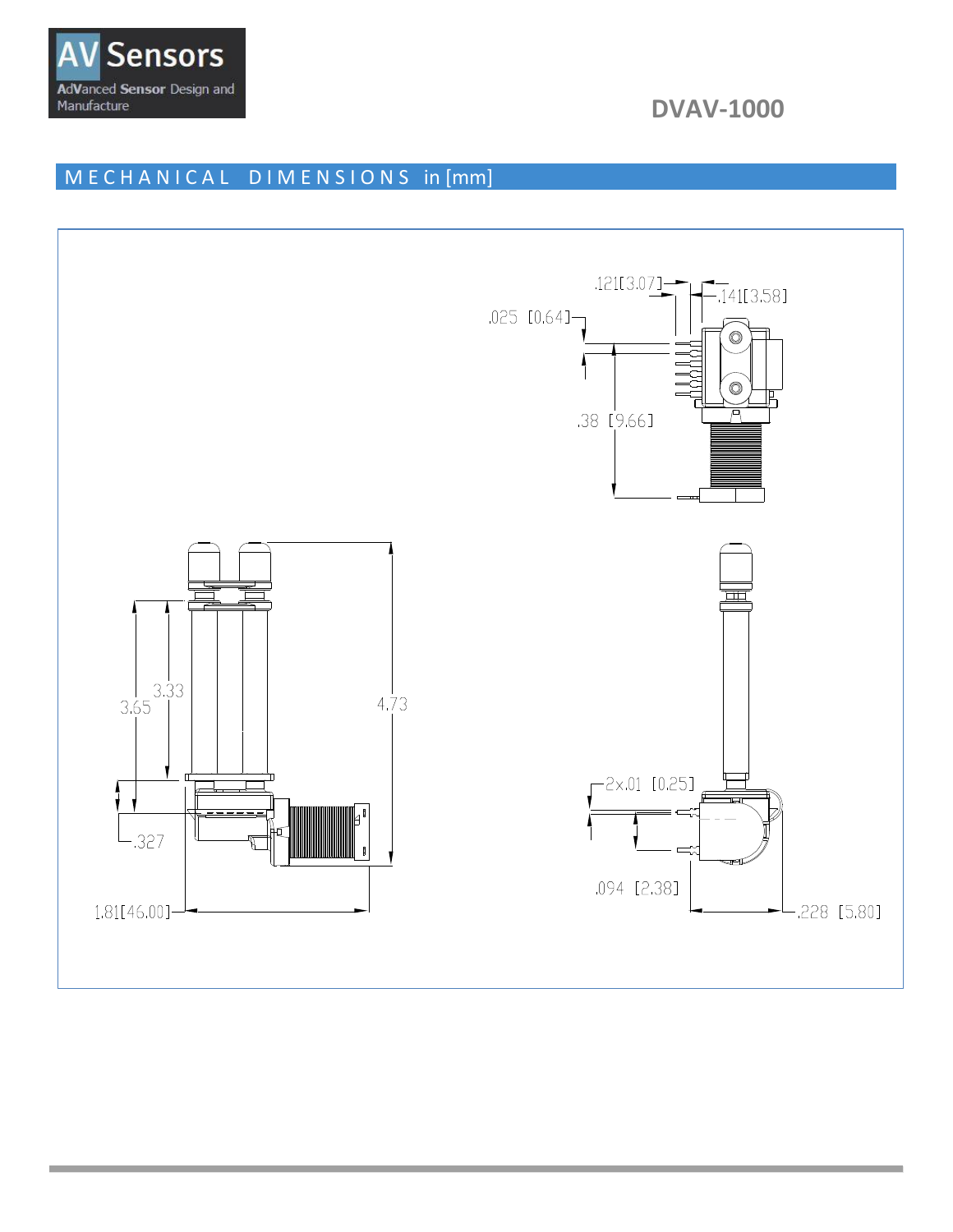DVAV-1000

## MECHANICAL DIMENSIONS in [mm]

.121[3.07]

.141[3.58]

.025 [0.64]

.38 [9.66]

3.65

3.33

4.73

.327

1.81[46.00]

2x.01 [0.25]

.094 [2.38]

.228 [5.80]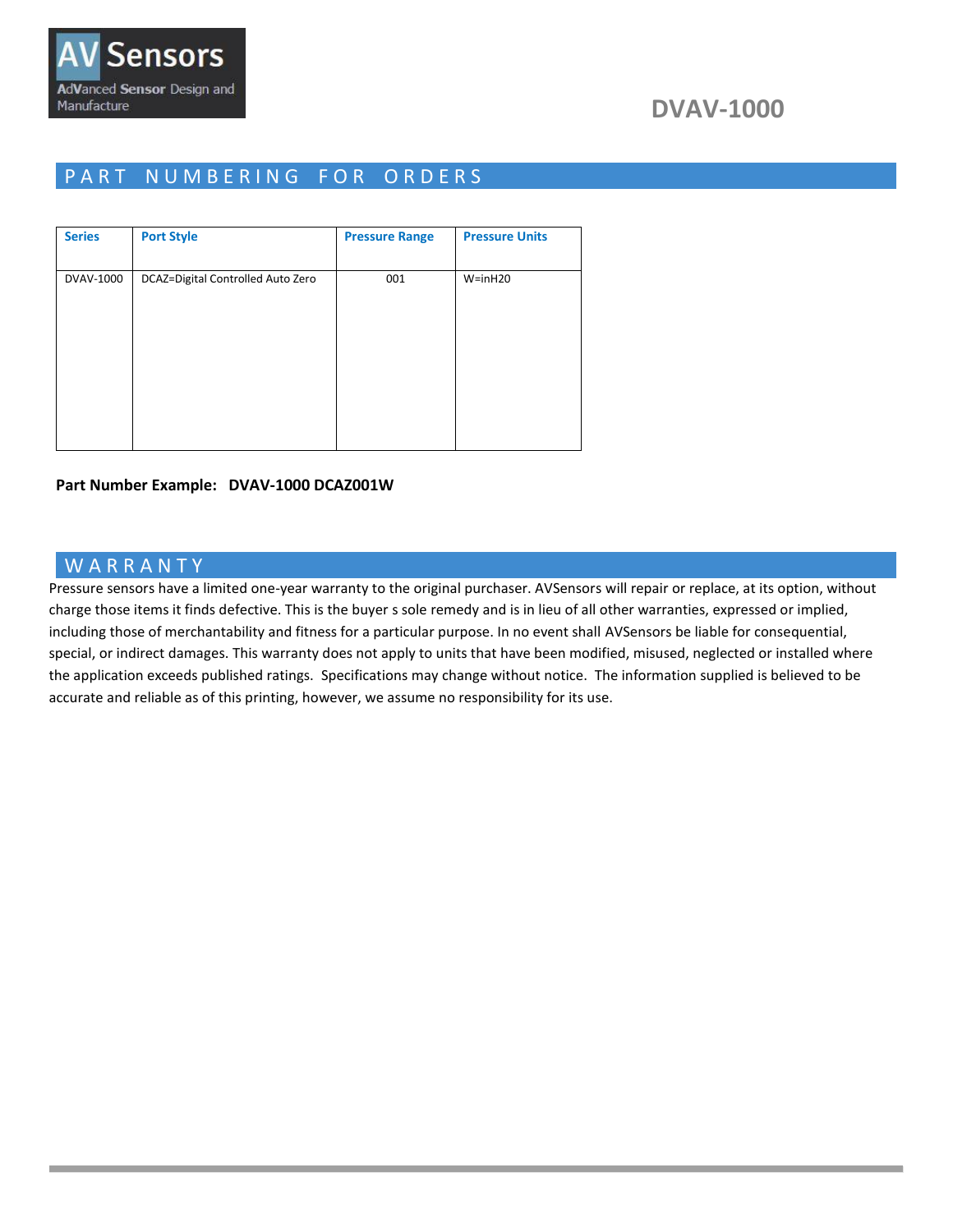## PART NUMBERING FOR ORDERS

| Series | Port Style | Pressure Range | Pressure Units |
|---|---|---|---|
| DVAV-1000 | DCAZ=Digital Controlled Auto Zero | 001 | W=inH20 |

**Part Number Example: DVAV-1000 DCAZ001W**

## WARRANTY

Pressure sensors have a limited one-year warranty to the original purchaser. AVSensors will repair or replace, at its option, without charge those items it finds defective. This is the buyer s sole remedy and is in lieu of all other warranties, expressed or implied, including those of merchantability and fitness for a particular purpose. In no event shall AVSensors be liable for consequential, special, or indirect damages. This warranty does not apply to units that have been modified, misused, neglected or installed where the application exceeds published ratings. Specifications may change without notice. The information supplied is believed to be accurate and reliable as of this printing, however, we assume no responsibility for its use.